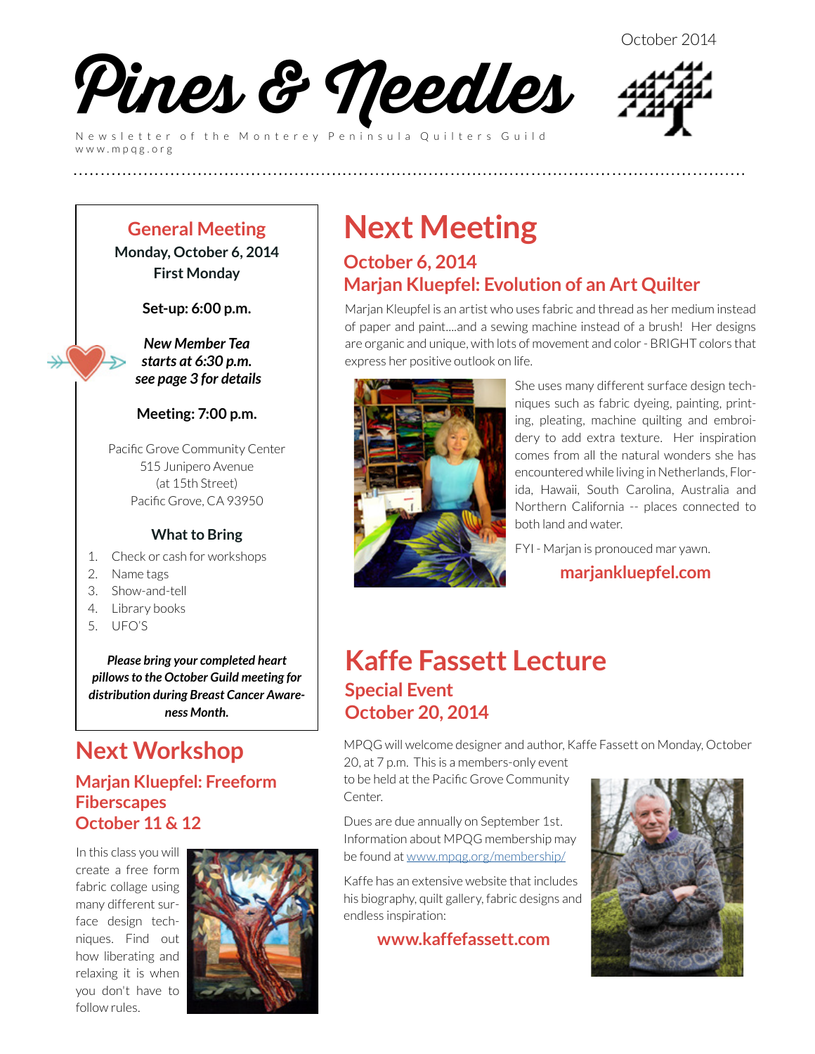October 2014

# Pines & Needles

Newsletter of the Monterey Peninsula Quilters Guild
www.mpqg.org

## General Meeting

**Monday, October 6, 2014**
**First Monday**

**Set-up: 6:00 p.m.**

***New Member Tea starts at 6:30 p.m. see page 3 for details***

**Meeting: 7:00 p.m.**

Pacific Grove Community Center
515 Junipero Avenue
(at 15th Street)
Pacific Grove, CA 93950

### What to Bring

1. Check or cash for workshops
2. Name tags
3. Show-and-tell
4. Library books
5. UFO'S

***Please bring your completed heart pillows to the October Guild meeting for distribution during Breast Cancer Awareness Month.***

## Next Workshop

### Marjan Kluepfel: Freeform Fiberscapes
### October 11 & 12

In this class you will create a free form fabric collage using many different surface design techniques. Find out how liberating and relaxing it is when you don't have to follow rules.

# Next Meeting

### October 6, 2014
### Marjan Kluepfel: Evolution of an Art Quilter

Marjan Kleupfel is an artist who uses fabric and thread as her medium instead of paper and paint....and a sewing machine instead of a brush! Her designs are organic and unique, with lots of movement and color - BRIGHT colors that express her positive outlook on life.

She uses many different surface design techniques such as fabric dyeing, painting, printing, pleating, machine quilting and embroidery to add extra texture. Her inspiration comes from all the natural wonders she has encountered while living in Netherlands, Florida, Hawaii, South Carolina, Australia and Northern California -- places connected to both land and water.

FYI - Marjan is pronounced mar yawn.

**marjankluepfel.com**

# Kaffe Fassett Lecture

### Special Event
### October 20, 2014

MPQG will welcome designer and author, Kaffe Fassett on Monday, October 20, at 7 p.m. This is a members-only event to be held at the Pacific Grove Community Center.

Dues are due annually on September 1st. Information about MPQG membership may be found at www.mpqg.org/membership/

Kaffe has an extensive website that includes his biography, quilt gallery, fabric designs and endless inspiration:

**www.kaffefassett.com**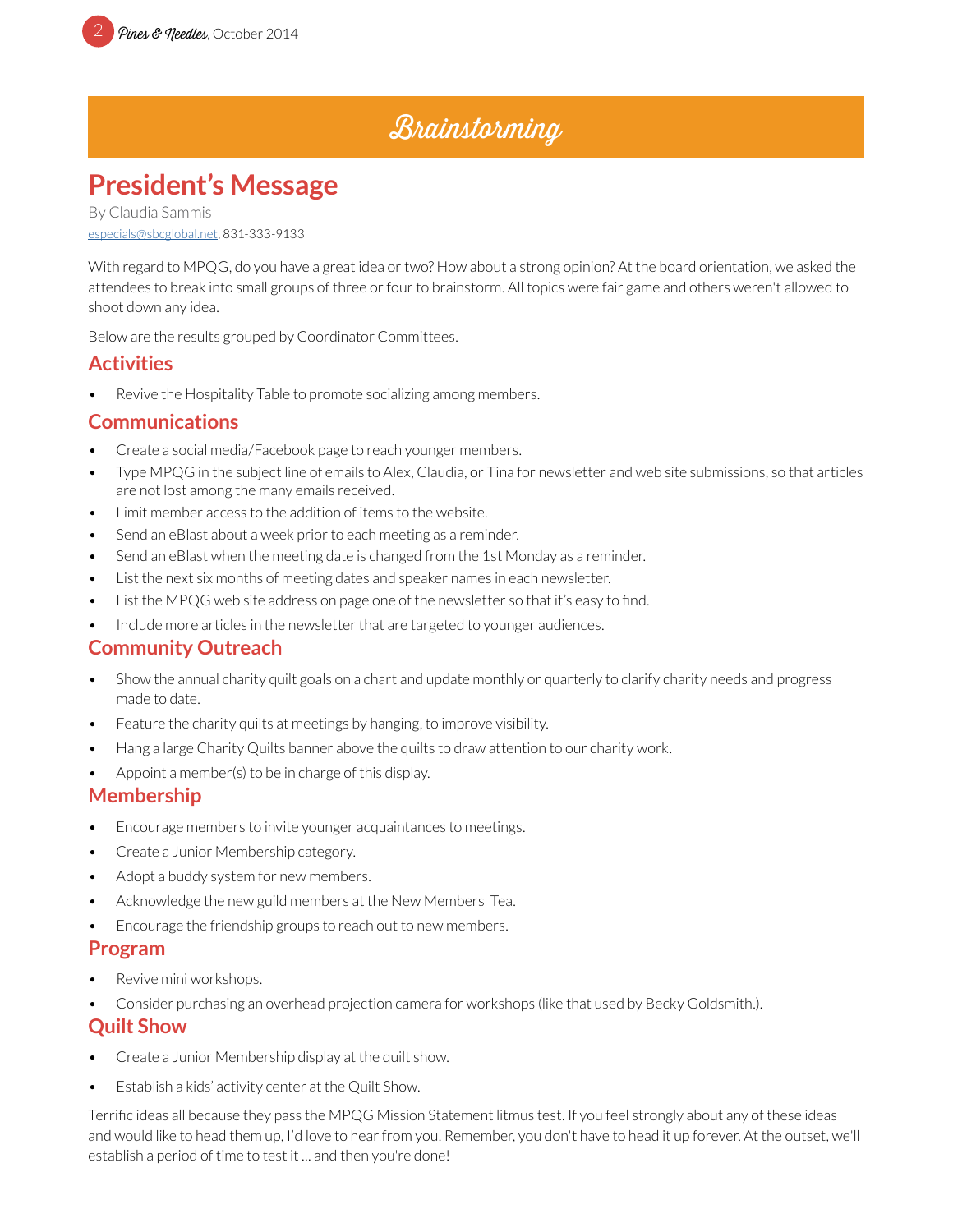# Brainstorming

## President's Message

By Claudia Sammis

especials@sbcglobal.net, 831-333-9133

With regard to MPQG, do you have a great idea or two? How about a strong opinion? At the board orientation, we asked the attendees to break into small groups of three or four to brainstorm. All topics were fair game and others weren't allowed to shoot down any idea.

Below are the results grouped by Coordinator Committees.

### Activities

- Revive the Hospitality Table to promote socializing among members.

### Communications

- Create a social media/Facebook page to reach younger members.
- Type MPQG in the subject line of emails to Alex, Claudia, or Tina for newsletter and web site submissions, so that articles are not lost among the many emails received.
- Limit member access to the addition of items to the website.
- Send an eBlast about a week prior to each meeting as a reminder.
- Send an eBlast when the meeting date is changed from the 1st Monday as a reminder.
- List the next six months of meeting dates and speaker names in each newsletter.
- List the MPQG web site address on page one of the newsletter so that it's easy to find.
- Include more articles in the newsletter that are targeted to younger audiences.

### Community Outreach

- Show the annual charity quilt goals on a chart and update monthly or quarterly to clarify charity needs and progress made to date.
- Feature the charity quilts at meetings by hanging, to improve visibility.
- Hang a large Charity Quilts banner above the quilts to draw attention to our charity work.
- Appoint a member(s) to be in charge of this display.

### Membership

- Encourage members to invite younger acquaintances to meetings.
- Create a Junior Membership category.
- Adopt a buddy system for new members.
- Acknowledge the new guild members at the New Members' Tea.
- Encourage the friendship groups to reach out to new members.

### Program

- Revive mini workshops.
- Consider purchasing an overhead projection camera for workshops (like that used by Becky Goldsmith.).

### Quilt Show

- Create a Junior Membership display at the quilt show.
- Establish a kids' activity center at the Quilt Show.

Terrific ideas all because they pass the MPQG Mission Statement litmus test. If you feel strongly about any of these ideas and would like to head them up, I'd love to hear from you. Remember, you don't have to head it up forever. At the outset, we'll establish a period of time to test it ... and then you're done!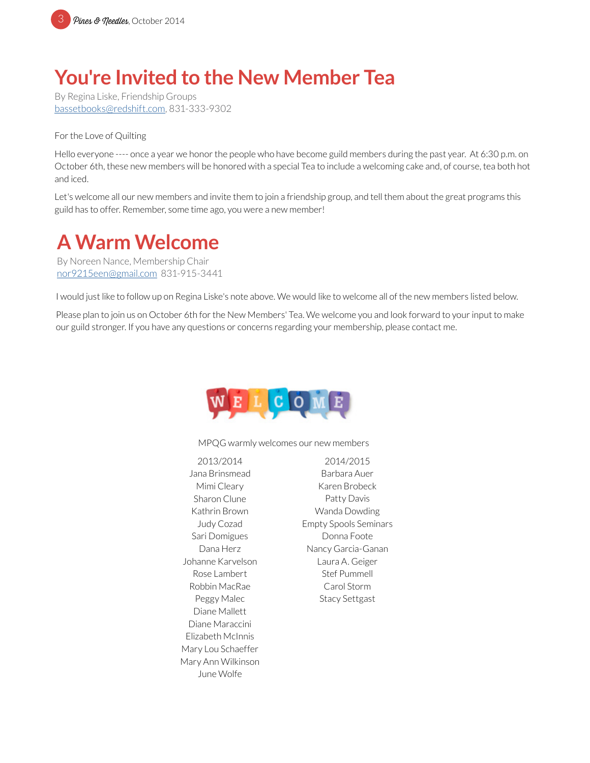# You're Invited to the New Member Tea

By Regina Liske, Friendship Groups
bassetbooks@redshift.com, 831-333-9302

For the Love of Quilting

Hello everyone ---- once a year we honor the people who have become guild members during the past year. At 6:30 p.m. on October 6th, these new members will be honored with a special Tea to include a welcoming cake and, of course, tea both hot and iced.

Let's welcome all our new members and invite them to join a friendship group, and tell them about the great programs this guild has to offer. Remember, some time ago, you were a new member!

# A Warm Welcome

By Noreen Nance, Membership Chair
nor9215een@gmail.com 831-915-3441

I would just like to follow up on Regina Liske's note above. We would like to welcome all of the new members listed below.

Please plan to join us on October 6th for the New Members' Tea. We welcome you and look forward to your input to make our guild stronger. If you have any questions or concerns regarding your membership, please contact me.

MPQG warmly welcomes our new members

| 2013/2014 | 2014/2015 |
|---|---|
| Jana Brinsmead | Barbara Auer |
| Mimi Cleary | Karen Brobeck |
| Sharon Clune | Patty Davis |
| Kathrin Brown | Wanda Dowding |
| Judy Cozad | Empty Spools Seminars |
| Sari Domigues | Donna Foote |
| Dana Herz | Nancy Garcia-Ganan |
| Johanne Karvelson | Laura A. Geiger |
| Rose Lambert | Stef Pummell |
| Robbin MacRae | Carol Storm |
| Peggy Malec | Stacy Settgast |
| Diane Mallett | |
| Diane Maraccini | |
| Elizabeth McInnis | |
| Mary Lou Schaeffer | |
| Mary Ann Wilkinson | |
| June Wolfe | |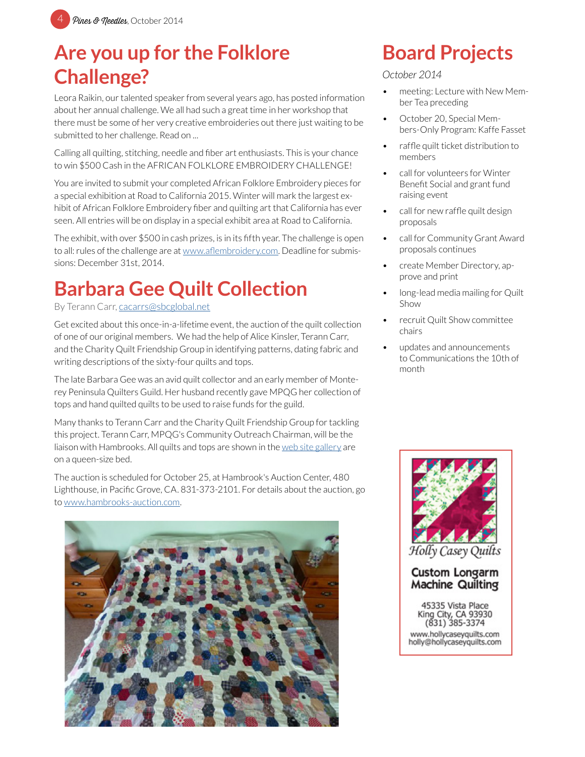# Are you up for the Folklore Challenge?

Leora Raikin, our talented speaker from several years ago, has posted information about her annual challenge. We all had such a great time in her workshop that there must be some of her very creative embroideries out there just waiting to be submitted to her challenge. Read on ...

Calling all quilting, stitching, needle and fiber art enthusiasts. This is your chance to win $500 Cash in the AFRICAN FOLKLORE EMBROIDERY CHALLENGE!

You are invited to submit your completed African Folklore Embroidery pieces for a special exhibition at Road to California 2015. Winter will mark the largest exhibit of African Folklore Embroidery fiber and quilting art that California has ever seen. All entries will be on display in a special exhibit area at Road to California.

The exhibit, with over $500 in cash prizes, is in its fifth year. The challenge is open to all: rules of the challenge are at www.aflembroidery.com. Deadline for submissions: December 31st, 2014.

# Barbara Gee Quilt Collection

By Terann Carr, cacarrs@sbcglobal.net

Get excited about this once-in-a-lifetime event, the auction of the quilt collection of one of our original members. We had the help of Alice Kinsler, Terann Carr, and the Charity Quilt Friendship Group in identifying patterns, dating fabric and writing descriptions of the sixty-four quilts and tops.

The late Barbara Gee was an avid quilt collector and an early member of Monterey Peninsula Quilters Guild. Her husband recently gave MPQG her collection of tops and hand quilted quilts to be used to raise funds for the guild.

Many thanks to Terann Carr and the Charity Quilt Friendship Group for tackling this project. Terann Carr, MPQG's Community Outreach Chairman, will be the liaison with Hambrooks. All quilts and tops are shown in the web site gallery are on a queen-size bed.

The auction is scheduled for October 25, at Hambrook's Auction Center, 480 Lighthouse, in Pacific Grove, CA. 831-373-2101. For details about the auction, go to www.hambrooks-auction.com.

# Board Projects

*October 2014*

- meeting: Lecture with New Member Tea preceding
- October 20, Special Members-Only Program: Kaffe Fasset
- raffle quilt ticket distribution to members
- call for volunteers for Winter Benefit Social and grant fund raising event
- call for new raffle quilt design proposals
- call for Community Grant Award proposals continues
- create Member Directory, approve and print
- long-lead media mailing for Quilt Show
- recruit Quilt Show committee chairs
- updates and announcements to Communications the 10th of month

Holly Casey Quilts

Custom Longarm Machine Quilting

45335 Vista Place
King City, CA 93930
(831) 385-3374

www.hollycaseyquilts.com
holly@hollycaseyquilts.com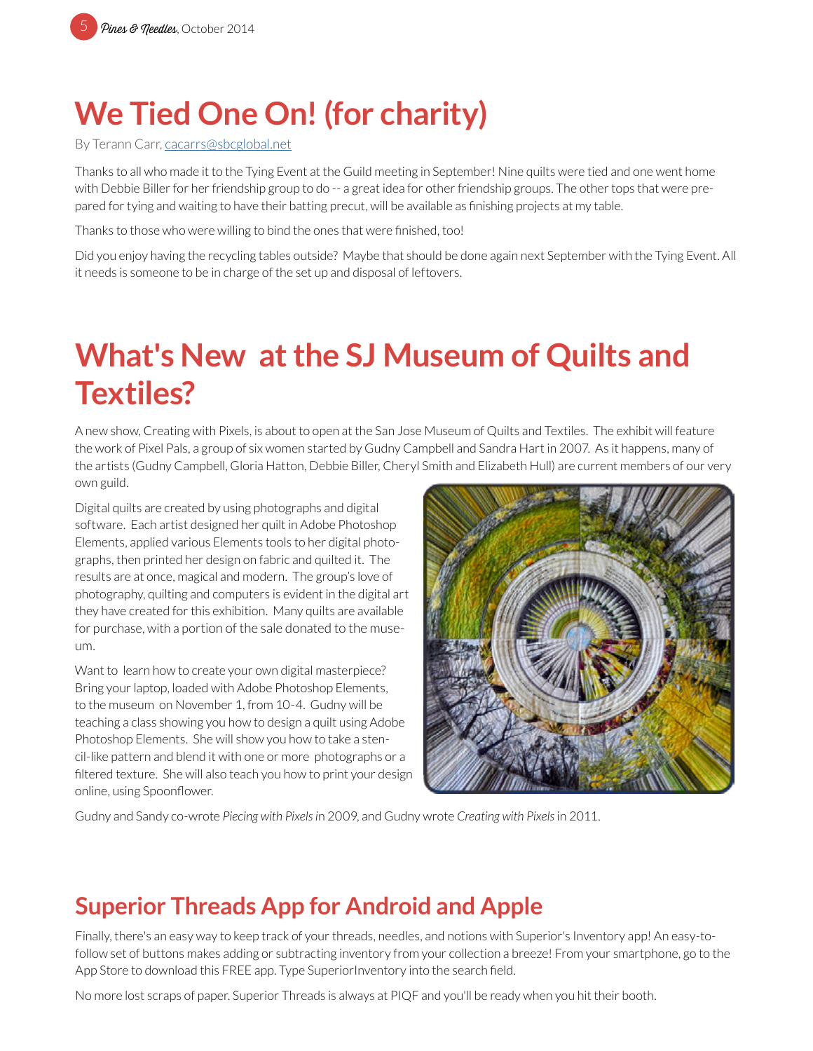# We Tied One On! (for charity)

By Terann Carr, cacarrs@sbcglobal.net

Thanks to all who made it to the Tying Event at the Guild meeting in September! Nine quilts were tied and one went home with Debbie Biller for her friendship group to do -- a great idea for other friendship groups. The other tops that were prepared for tying and waiting to have their batting precut, will be available as finishing projects at my table.

Thanks to those who were willing to bind the ones that were finished, too!

Did you enjoy having the recycling tables outside? Maybe that should be done again next September with the Tying Event. All it needs is someone to be in charge of the set up and disposal of leftovers.

# What's New at the SJ Museum of Quilts and Textiles?

A new show, Creating with Pixels, is about to open at the San Jose Museum of Quilts and Textiles. The exhibit will feature the work of Pixel Pals, a group of six women started by Gudny Campbell and Sandra Hart in 2007. As it happens, many of the artists (Gudny Campbell, Gloria Hatton, Debbie Biller, Cheryl Smith and Elizabeth Hull) are current members of our very own guild.

Digital quilts are created by using photographs and digital software. Each artist designed her quilt in Adobe Photoshop Elements, applied various Elements tools to her digital photographs, then printed her design on fabric and quilted it. The results are at once, magical and modern. The group's love of photography, quilting and computers is evident in the digital art they have created for this exhibition. Many quilts are available for purchase, with a portion of the sale donated to the museum.

Want to learn how to create your own digital masterpiece? Bring your laptop, loaded with Adobe Photoshop Elements, to the museum on November 1, from 10-4. Gudny will be teaching a class showing you how to design a quilt using Adobe Photoshop Elements. She will show you how to take a stencil-like pattern and blend it with one or more photographs or a filtered texture. She will also teach you how to print your design online, using Spoonflower.

Gudny and Sandy co-wrote *Piecing with Pixels* in 2009, and Gudny wrote *Creating with Pixels* in 2011.

## Superior Threads App for Android and Apple

Finally, there's an easy way to keep track of your threads, needles, and notions with Superior's Inventory app! An easy-to-follow set of buttons makes adding or subtracting inventory from your collection a breeze! From your smartphone, go to the App Store to download this FREE app. Type SuperiorInventory into the search field.

No more lost scraps of paper. Superior Threads is always at PIQF and you'll be ready when you hit their booth.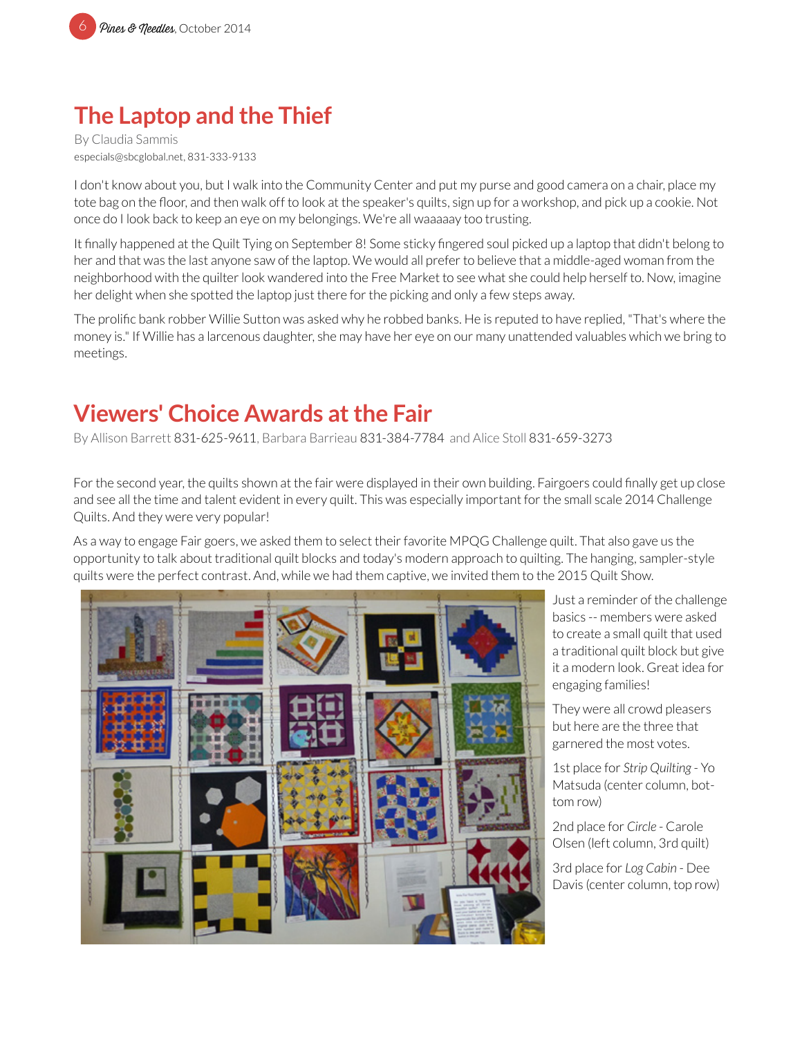# The Laptop and the Thief

By Claudia Sammis
especials@sbcglobal.net, 831-333-9133

I don't know about you, but I walk into the Community Center and put my purse and good camera on a chair, place my tote bag on the floor, and then walk off to look at the speaker's quilts, sign up for a workshop, and pick up a cookie. Not once do I look back to keep an eye on my belongings. We're all waaaaay too trusting.

It finally happened at the Quilt Tying on September 8! Some sticky fingered soul picked up a laptop that didn't belong to her and that was the last anyone saw of the laptop. We would all prefer to believe that a middle-aged woman from the neighborhood with the quilter look wandered into the Free Market to see what she could help herself to. Now, imagine her delight when she spotted the laptop just there for the picking and only a few steps away.

The prolific bank robber Willie Sutton was asked why he robbed banks. He is reputed to have replied, "That's where the money is." If Willie has a larcenous daughter, she may have her eye on our many unattended valuables which we bring to meetings.

# Viewers' Choice Awards at the Fair

By Allison Barrett 831-625-9611, Barbara Barrieau 831-384-7784 and Alice Stoll 831-659-3273

For the second year, the quilts shown at the fair were displayed in their own building. Fairgoers could finally get up close and see all the time and talent evident in every quilt. This was especially important for the small scale 2014 Challenge Quilts. And they were very popular!

As a way to engage Fair goers, we asked them to select their favorite MPQG Challenge quilt. That also gave us the opportunity to talk about traditional quilt blocks and today's modern approach to quilting. The hanging, sampler-style quilts were the perfect contrast. And, while we had them captive, we invited them to the 2015 Quilt Show.

Just a reminder of the challenge basics -- members were asked to create a small quilt that used a traditional quilt block but give it a modern look. Great idea for engaging families!

They were all crowd pleasers but here are the three that garnered the most votes.

1st place for *Strip Quilting* - Yo Matsuda (center column, bottom row)

2nd place for *Circle* - Carole Olsen (left column, 3rd quilt)

3rd place for *Log Cabin* - Dee Davis (center column, top row)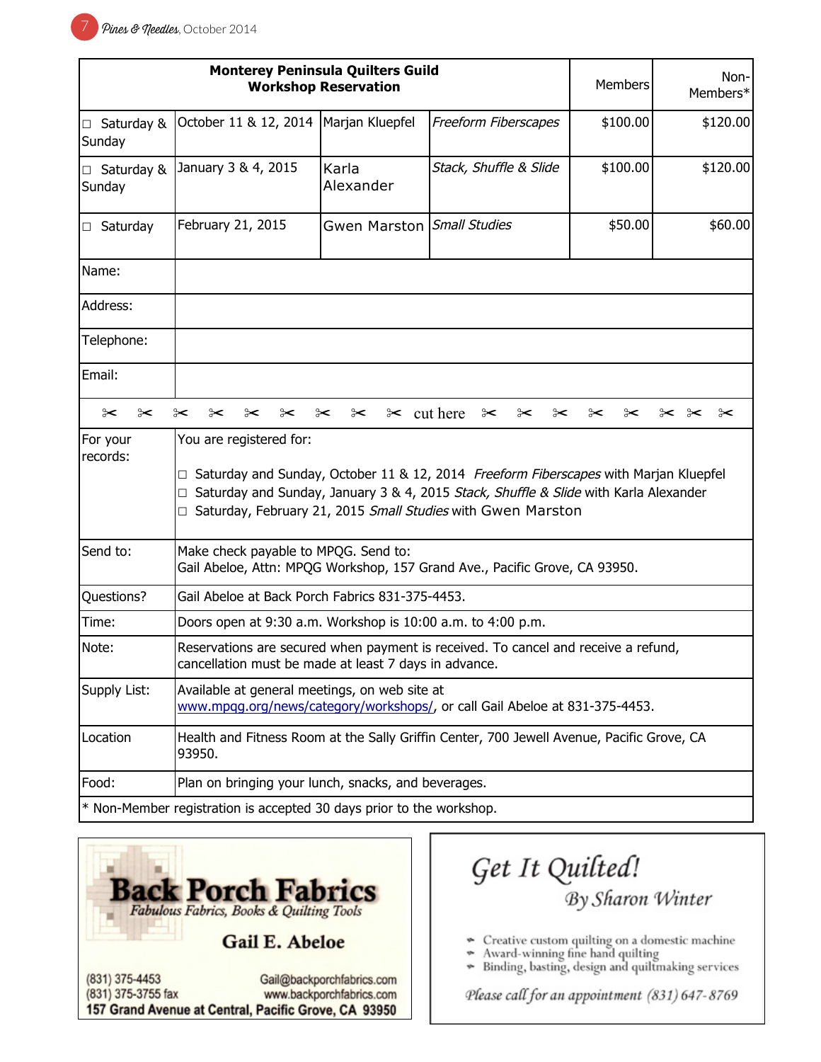| Monterey Peninsula Quilters Guild<br>**Workshop Reservation** | | | | Members | Non-Members* |
|---|---|---|---|---|---|
| □ Saturday & Sunday | October 11 & 12, 2014 | Marjan Kluepfel | *Freeform Fiberscapes* | $100.00 | $120.00 |
| □ Saturday & Sunday | January 3 & 4, 2015 | Karla Alexander | *Stack, Shuffle & Slide* | $100.00 | $120.00 |
| □ Saturday | February 21, 2015 | Gwen Marston | *Small Studies* | $50.00 | $60.00 |
| Name: | | | | | |
| Address: | | | | | |
| Telephone: | | | | | |
| Email: | | | | | |

✂ ✂ ✂ ✂ ✂ ✂ ✂ ✂ ✂ cut here ✂ ✂ ✂ ✂ ✂ ✂ ✂ ✂

| | |
|---|---|
| For your records: | You are registered for:<br><br>□ Saturday and Sunday, October 11 & 12, 2014 *Freeform Fiberscapes* with Marjan Kluepfel<br>□ Saturday and Sunday, January 3 & 4, 2015 *Stack, Shuffle & Slide* with Karla Alexander<br>□ Saturday, February 21, 2015 *Small Studies* with Gwen Marston |
| Send to: | Make check payable to MPQG. Send to:<br>Gail Abeloe, Attn: MPQG Workshop, 157 Grand Ave., Pacific Grove, CA 93950. |
| Questions? | Gail Abeloe at Back Porch Fabrics 831-375-4453. |
| Time: | Doors open at 9:30 a.m. Workshop is 10:00 a.m. to 4:00 p.m. |
| Note: | Reservations are secured when payment is received. To cancel and receive a refund, cancellation must be made at least 7 days in advance. |
| Supply List: | Available at general meetings, on web site at www.mpqg.org/news/category/workshops/, or call Gail Abeloe at 831-375-4453. |
| Location | Health and Fitness Room at the Sally Griffin Center, 700 Jewell Avenue, Pacific Grove, CA 93950. |
| Food: | Plan on bringing your lunch, snacks, and beverages. |

* Non-Member registration is accepted 30 days prior to the workshop.

**Back Porch Fabrics**
*Fabulous Fabrics, Books & Quilting Tools*

**Gail E. Abeloe**

(831) 375-4453
(831) 375-3755 fax
Gail@backporchfabrics.com
www.backporchfabrics.com
**157 Grand Avenue at Central, Pacific Grove, CA 93950**

*Get It Quilted!*
*By Sharon Winter*

- Creative custom quilting on a domestic machine
- Award-winning fine hand quilting
- Binding, basting, design and quiltmaking services

*Please call for an appointment (831) 647-8769*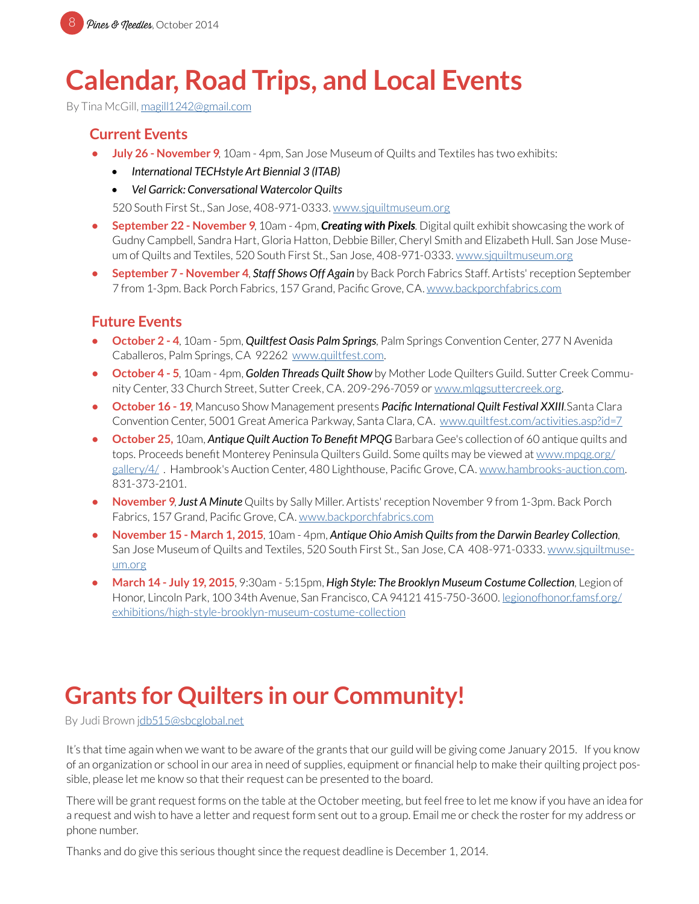# Calendar, Road Trips, and Local Events

By Tina McGill, magill1242@gmail.com

## Current Events

- **July 26 - November 9**, 10am - 4pm, San Jose Museum of Quilts and Textiles has two exhibits:
  - *International TECHstyle Art Biennial 3 (ITAB)*
  - *Vel Garrick: Conversational Watercolor Quilts*

  520 South First St., San Jose, 408-971-0333. www.sjquiltmuseum.org
- **September 22 - November 9**, 10am - 4pm, ***Creating with Pixels***. Digital quilt exhibit showcasing the work of Gudny Campbell, Sandra Hart, Gloria Hatton, Debbie Biller, Cheryl Smith and Elizabeth Hull. San Jose Museum of Quilts and Textiles, 520 South First St., San Jose, 408-971-0333. www.sjquiltmuseum.org
- **September 7 - November 4**, ***Staff Shows Off Again*** by Back Porch Fabrics Staff. Artists' reception September 7 from 1-3pm. Back Porch Fabrics, 157 Grand, Pacific Grove, CA. www.backporchfabrics.com

## Future Events

- **October 2 - 4**, 10am - 5pm, ***Quiltfest Oasis Palm Springs***, Palm Springs Convention Center, 277 N Avenida Caballeros, Palm Springs, CA 92262 www.quiltfest.com.
- **October 4 - 5**, 10am - 4pm, ***Golden Threads Quilt Show*** by Mother Lode Quilters Guild. Sutter Creek Community Center, 33 Church Street, Sutter Creek, CA. 209-296-7059 or www.mlqgsuttercreek.org.
- **October 16 - 19**, Mancuso Show Management presents ***Pacific International Quilt Festival XXIII***.Santa Clara Convention Center, 5001 Great America Parkway, Santa Clara, CA. www.quiltfest.com/activities.asp?id=7
- **October 25,** 10am, ***Antique Quilt Auction To Benefit MPQG*** Barbara Gee's collection of 60 antique quilts and tops. Proceeds benefit Monterey Peninsula Quilters Guild. Some quilts may be viewed at www.mpqg.org/gallery/4/ . Hambrook's Auction Center, 480 Lighthouse, Pacific Grove, CA. www.hambrooks-auction.com. 831-373-2101.
- **November 9**, ***Just A Minute*** Quilts by Sally Miller. Artists' reception November 9 from 1-3pm. Back Porch Fabrics, 157 Grand, Pacific Grove, CA. www.backporchfabrics.com
- **November 15 - March 1, 2015**, 10am - 4pm, ***Antique Ohio Amish Quilts from the Darwin Bearley Collection***, San Jose Museum of Quilts and Textiles, 520 South First St., San Jose, CA 408-971-0333. www.sjquiltmuseum.org
- **March 14 - July 19, 2015**, 9:30am - 5:15pm, ***High Style: The Brooklyn Museum Costume Collection***, Legion of Honor, Lincoln Park, 100 34th Avenue, San Francisco, CA 94121 415-750-3600. legionofhonor.famsf.org/exhibitions/high-style-brooklyn-museum-costume-collection

# Grants for Quilters in our Community!

By Judi Brown jdb515@sbcglobal.net

It's that time again when we want to be aware of the grants that our guild will be giving come January 2015. If you know of an organization or school in our area in need of supplies, equipment or financial help to make their quilting project possible, please let me know so that their request can be presented to the board.

There will be grant request forms on the table at the October meeting, but feel free to let me know if you have an idea for a request and wish to have a letter and request form sent out to a group. Email me or check the roster for my address or phone number.

Thanks and do give this serious thought since the request deadline is December 1, 2014.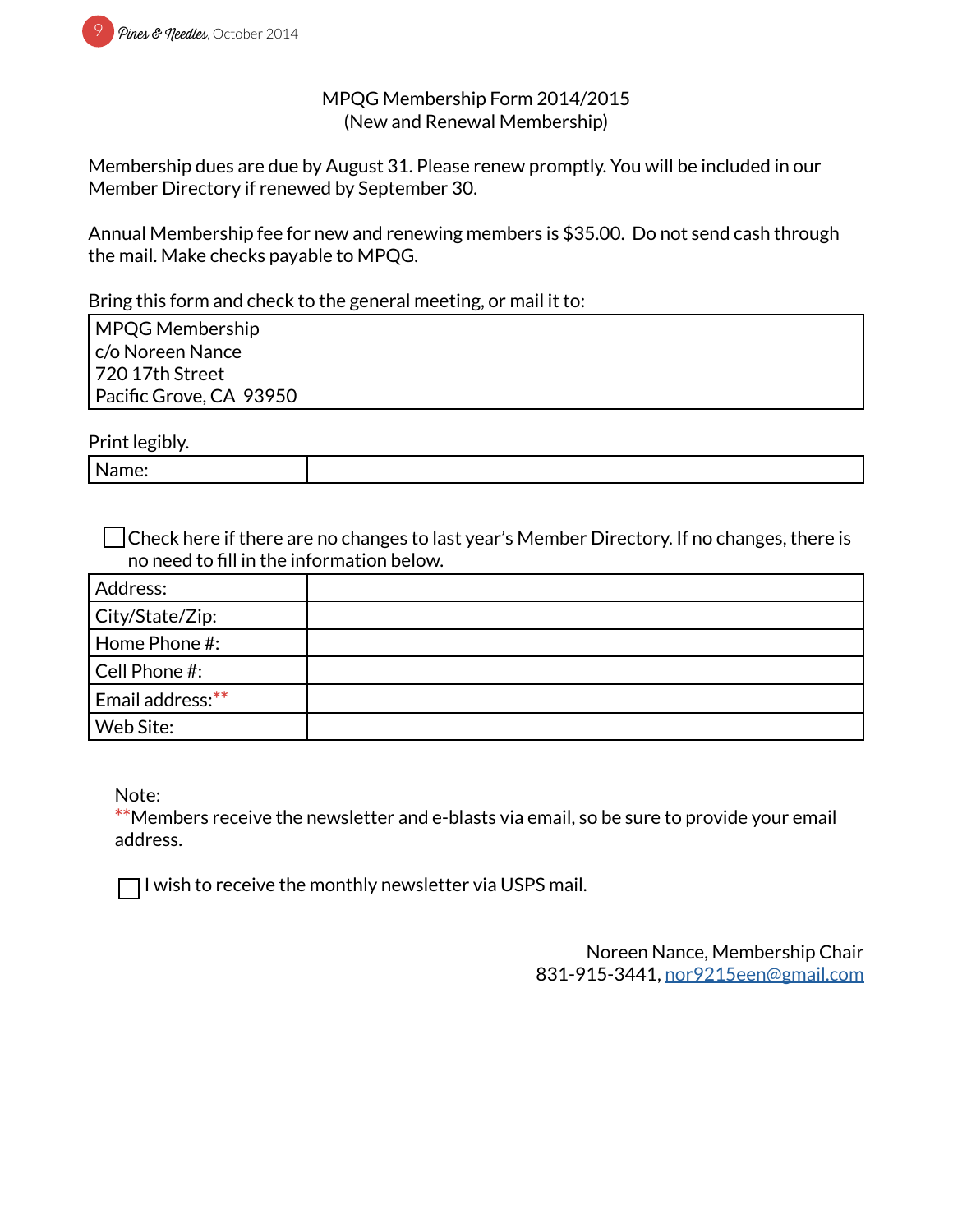# MPQG Membership Form 2014/2015
(New and Renewal Membership)

Membership dues are due by August 31. Please renew promptly. You will be included in our Member Directory if renewed by September 30.

Annual Membership fee for new and renewing members is $35.00. Do not send cash through the mail. Make checks payable to MPQG.

Bring this form and check to the general meeting, or mail it to:

| MPQG Membership<br>c/o Noreen Nance<br>720 17th Street<br>Pacific Grove, CA 93950 | |
|---|---|

Print legibly.

| Name: | |
|---|---|

☐ Check here if there are no changes to last year's Member Directory. If no changes, there is no need to fill in the information below.

| Address: | |
|---|---|
| City/State/Zip: | |
| Home Phone #: | |
| Cell Phone #: | |
| Email address:** | |
| Web Site: | |

Note:
**Members receive the newsletter and e-blasts via email, so be sure to provide your email address.

☐ I wish to receive the monthly newsletter via USPS mail.

Noreen Nance, Membership Chair
831-915-3441, nor9215een@gmail.com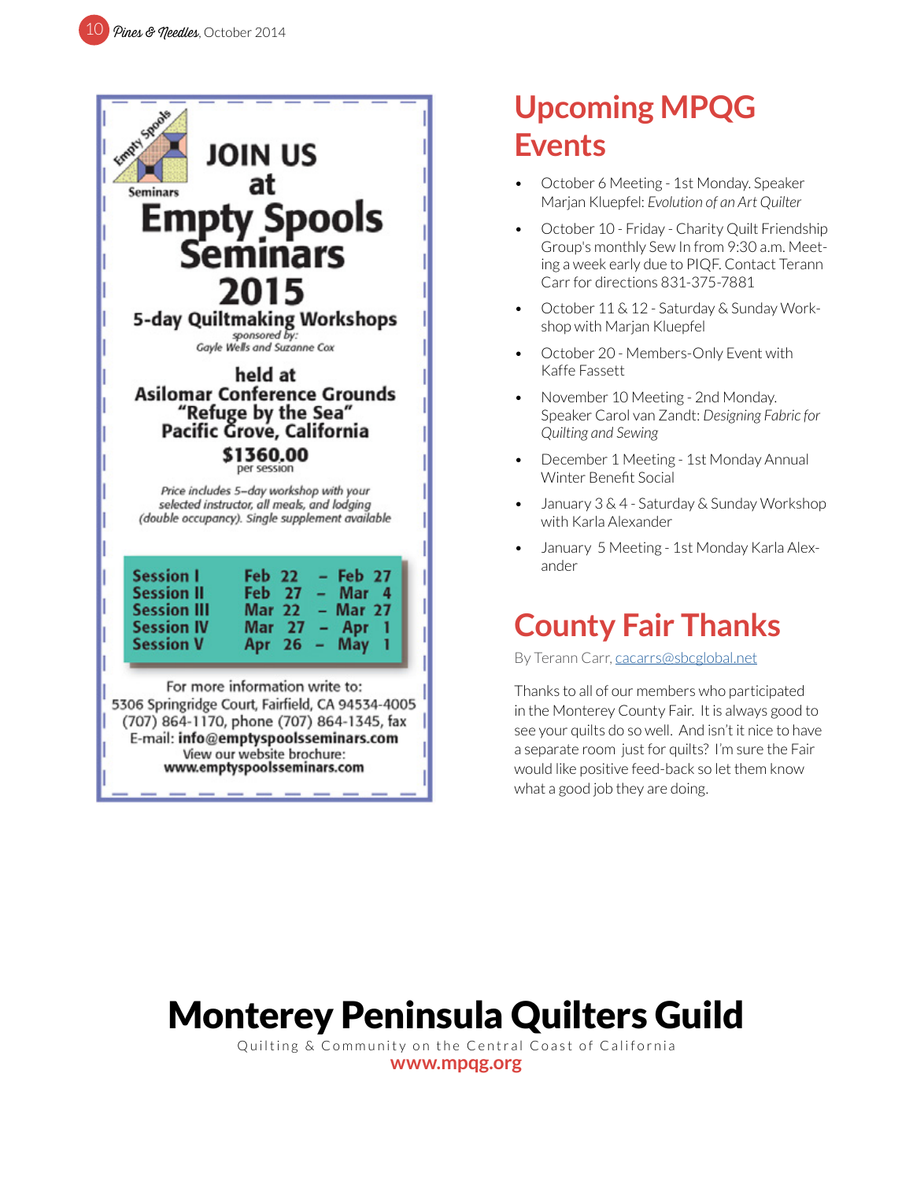JOIN US at

# Empty Spools Seminars 2015

**5-day Quiltmaking Workshops**

*sponsored by: Gayle Wells and Suzanne Cox*

**held at**
**Asilomar Conference Grounds**
**"Refuge by the Sea"**
**Pacific Grove, California**

**$1360.00**
per session

*Price includes 5–day workshop with your selected instructor, all meals, and lodging (double occupancy). Single supplement available*

| Session | Dates |
|---|---|
| Session I | Feb 22 – Feb 27 |
| Session II | Feb 27 – Mar 4 |
| Session III | Mar 22 – Mar 27 |
| Session IV | Mar 27 – Apr 1 |
| Session V | Apr 26 – May 1 |

For more information write to:
5306 Springridge Court, Fairfield, CA 94534-4005
(707) 864-1170, phone (707) 864-1345, fax
E-mail: **info@emptyspoolsseminars.com**
View our website brochure:
**www.emptyspoolsseminars.com**

# Upcoming MPQG Events

- October 6 Meeting - 1st Monday. Speaker Marjan Kluepfel: *Evolution of an Art Quilter*
- October 10 - Friday - Charity Quilt Friendship Group's monthly Sew In from 9:30 a.m. Meeting a week early due to PIQF. Contact Terann Carr for directions 831-375-7881
- October 11 & 12 - Saturday & Sunday Workshop with Marjan Kluepfel
- October 20 - Members-Only Event with Kaffe Fassett
- November 10 Meeting - 2nd Monday. Speaker Carol van Zandt: *Designing Fabric for Quilting and Sewing*
- December 1 Meeting - 1st Monday Annual Winter Benefit Social
- January 3 & 4 - Saturday & Sunday Workshop with Karla Alexander
- January 5 Meeting - 1st Monday Karla Alexander

# County Fair Thanks

By Terann Carr, cacarrs@sbcglobal.net

Thanks to all of our members who participated in the Monterey County Fair. It is always good to see your quilts do so well. And isn't it nice to have a separate room just for quilts? I'm sure the Fair would like positive feed-back so let them know what a good job they are doing.

# Monterey Peninsula Quilters Guild

Quilting & Community on the Central Coast of California

**www.mpqg.org**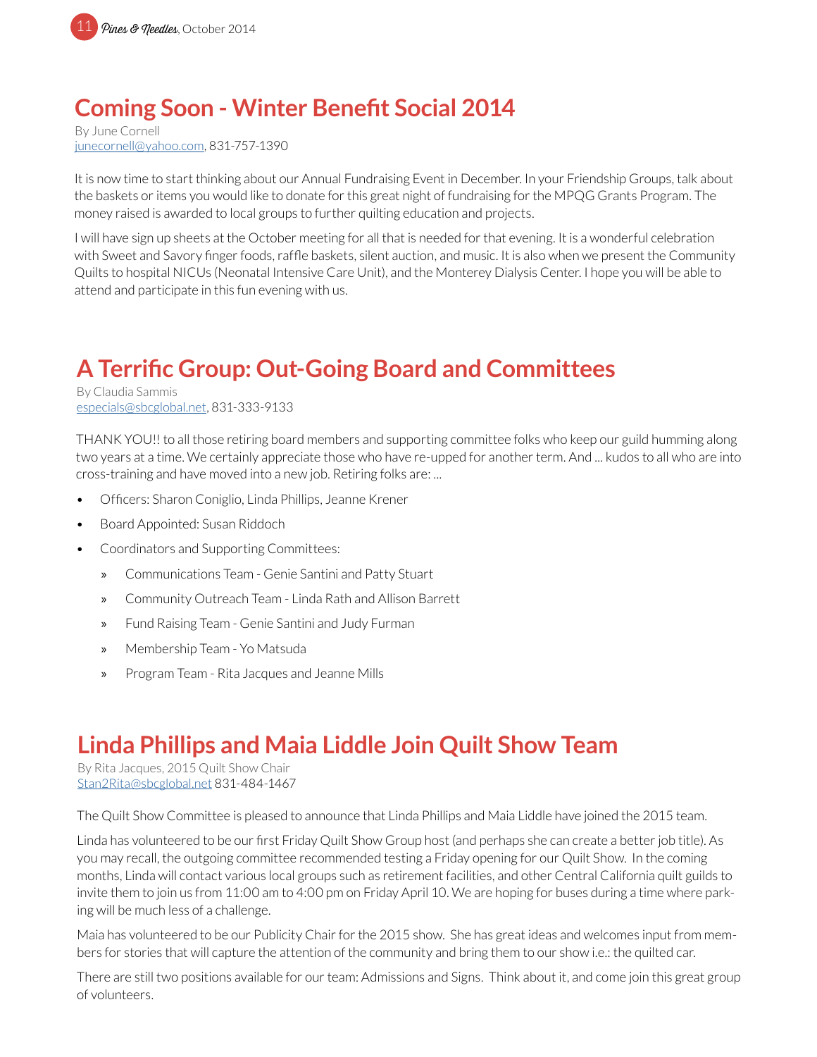# Coming Soon - Winter Benefit Social 2014

By June Cornell
junecornell@yahoo.com, 831-757-1390

It is now time to start thinking about our Annual Fundraising Event in December. In your Friendship Groups, talk about the baskets or items you would like to donate for this great night of fundraising for the MPQG Grants Program. The money raised is awarded to local groups to further quilting education and projects.

I will have sign up sheets at the October meeting for all that is needed for that evening. It is a wonderful celebration with Sweet and Savory finger foods, raffle baskets, silent auction, and music. It is also when we present the Community Quilts to hospital NICUs (Neonatal Intensive Care Unit), and the Monterey Dialysis Center. I hope you will be able to attend and participate in this fun evening with us.

# A Terrific Group: Out-Going Board and Committees

By Claudia Sammis
especials@sbcglobal.net, 831-333-9133

THANK YOU!! to all those retiring board members and supporting committee folks who keep our guild humming along two years at a time. We certainly appreciate those who have re-upped for another term. And ... kudos to all who are into cross-training and have moved into a new job. Retiring folks are: ...

- Officers: Sharon Coniglio, Linda Phillips, Jeanne Krener
- Board Appointed: Susan Riddoch
- Coordinators and Supporting Committees:
  - Communications Team - Genie Santini and Patty Stuart
  - Community Outreach Team - Linda Rath and Allison Barrett
  - Fund Raising Team - Genie Santini and Judy Furman
  - Membership Team - Yo Matsuda
  - Program Team - Rita Jacques and Jeanne Mills

# Linda Phillips and Maia Liddle Join Quilt Show Team

By Rita Jacques, 2015 Quilt Show Chair
Stan2Rita@sbcglobal.net 831-484-1467

The Quilt Show Committee is pleased to announce that Linda Phillips and Maia Liddle have joined the 2015 team.

Linda has volunteered to be our first Friday Quilt Show Group host (and perhaps she can create a better job title). As you may recall, the outgoing committee recommended testing a Friday opening for our Quilt Show. In the coming months, Linda will contact various local groups such as retirement facilities, and other Central California quilt guilds to invite them to join us from 11:00 am to 4:00 pm on Friday April 10. We are hoping for buses during a time where parking will be much less of a challenge.

Maia has volunteered to be our Publicity Chair for the 2015 show. She has great ideas and welcomes input from members for stories that will capture the attention of the community and bring them to our show i.e.: the quilted car.

There are still two positions available for our team: Admissions and Signs. Think about it, and come join this great group of volunteers.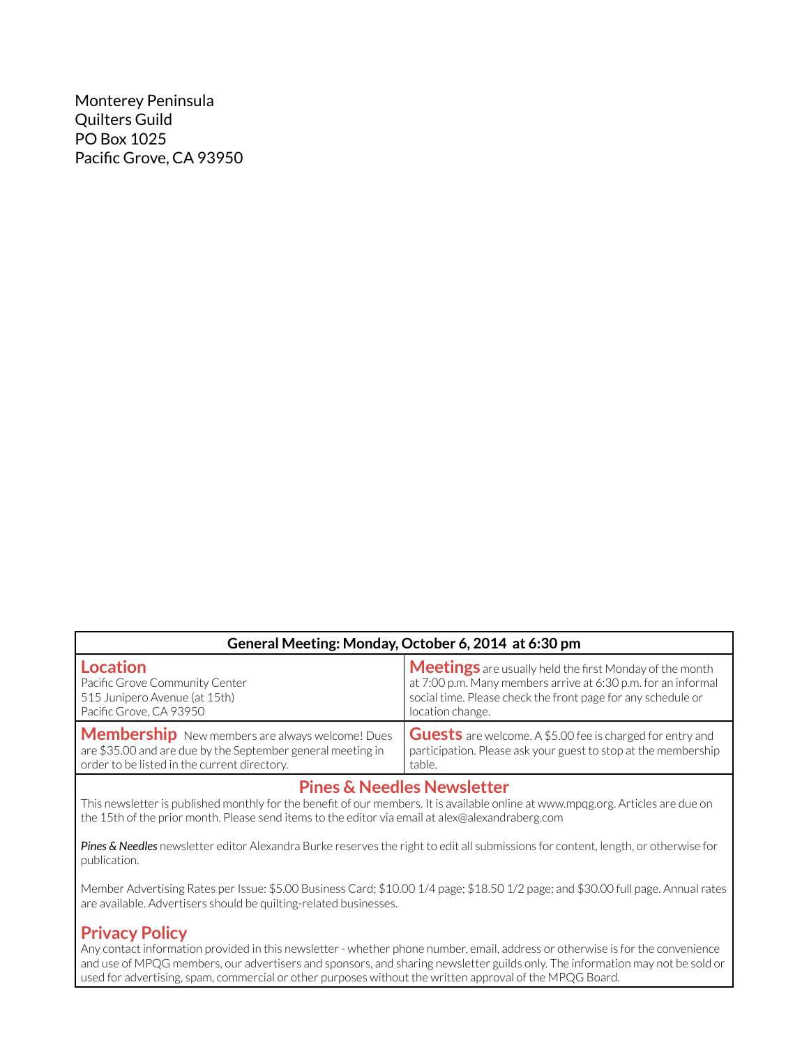Monterey Peninsula
Quilters Guild
PO Box 1025
Pacific Grove, CA 93950

**General Meeting: Monday, October 6, 2014 at 6:30 pm**

## Location

Pacific Grove Community Center
515 Junipero Avenue (at 15th)
Pacific Grove, CA 93950

**Meetings** are usually held the first Monday of the month at 7:00 p.m. Many members arrive at 6:30 p.m. for an informal social time. Please check the front page for any schedule or location change.

**Membership** New members are always welcome! Dues are $35.00 and are due by the September general meeting in order to be listed in the current directory.

**Guests** are welcome. A $5.00 fee is charged for entry and participation. Please ask your guest to stop at the membership table.

## Pines & Needles Newsletter

This newsletter is published monthly for the benefit of our members. It is available online at www.mpqg.org. Articles are due on the 15th of the prior month. Please send items to the editor via email at alex@alexandraberg.com

***Pines & Needles*** newsletter editor Alexandra Burke reserves the right to edit all submissions for content, length, or otherwise for publication.

Member Advertising Rates per Issue: $5.00 Business Card; $10.00 1/4 page; $18.50 1/2 page; and $30.00 full page. Annual rates are available. Advertisers should be quilting-related businesses.

## Privacy Policy

Any contact information provided in this newsletter - whether phone number, email, address or otherwise is for the convenience and use of MPQG members, our advertisers and sponsors, and sharing newsletter guilds only. The information may not be sold or used for advertising, spam, commercial or other purposes without the written approval of the MPQG Board.